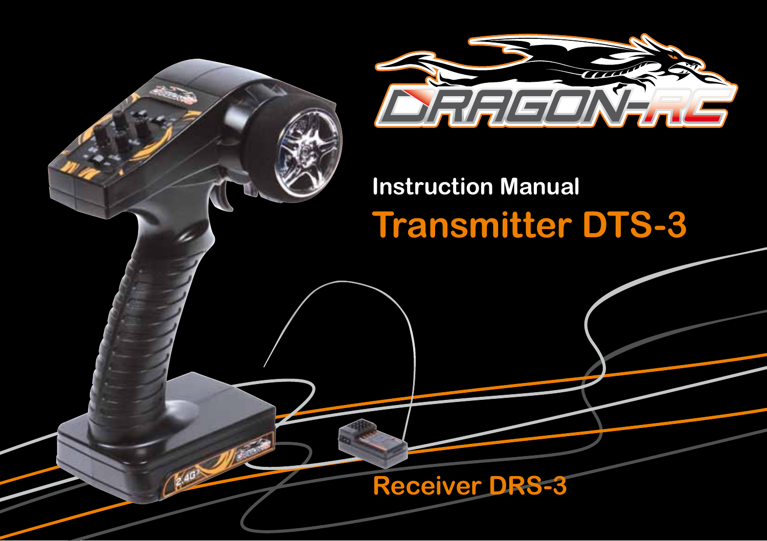# DRAGON-RC

## Instruction Manual

# Transmitter DTS-3

# Receiver DRS-3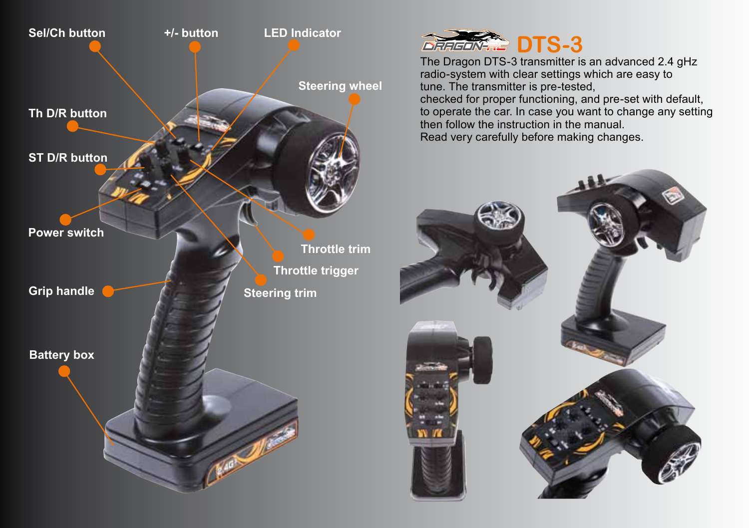Sel/Ch button

+/- button

LED Indicator

Steering wheel

Th D/R button

ST D/R button

Power switch

Grip handle

Battery box

Throttle trim

Throttle trigger

Steering trim

# DTS-3

The Dragon DTS-3 transmitter is an advanced 2.4 gHz radio-system with clear settings which are easy to tune. The transmitter is pre-tested, checked for proper functioning, and pre-set with default, to operate the car. In case you want to change any setting then follow the instruction in the manual.
Read very carefully before making changes.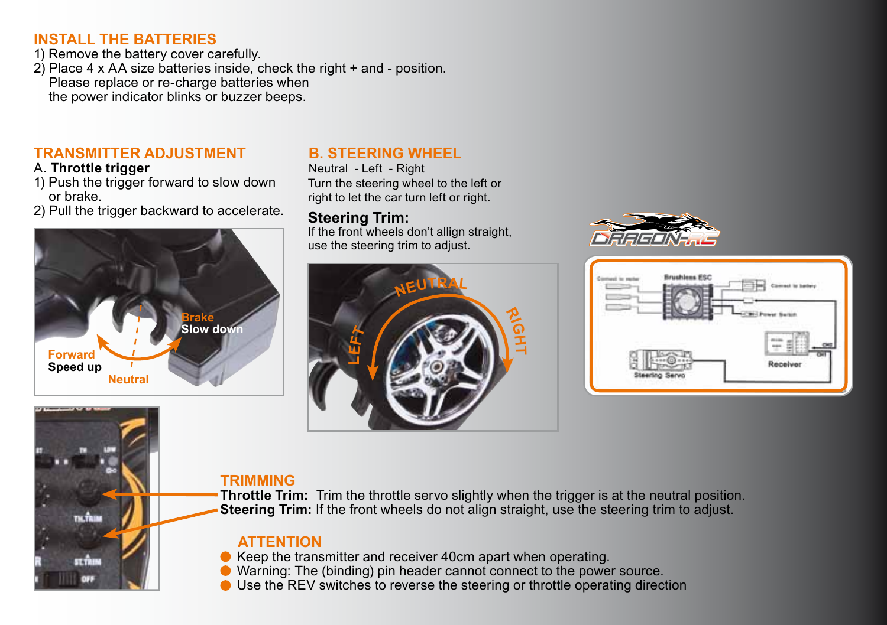## INSTALL THE BATTERIES

1) Remove the battery cover carefully.
2) Place 4 x AA size batteries inside, check the right + and - position.
   Please replace or re-charge batteries when
   the power indicator blinks or buzzer beeps.

## TRANSMITTER ADJUSTMENT

A. **Throttle trigger**

1) Push the trigger forward to slow down or brake.
2) Pull the trigger backward to accelerate.

Brake
Slow down
Forward
Speed up
Neutral

## B. STEERING WHEEL

Neutral - Left - Right

Turn the steering wheel to the left or right to let the car turn left or right.

**Steering Trim:**

If the front wheels don't allign straight, use the steering trim to adjust.

NEUTRAL
LEFT
RIGHT

## TRIMMING

**Throttle Trim:** Trim the throttle servo slightly when the trigger is at the neutral position.
**Steering Trim:** If the front wheels do not align straight, use the steering trim to adjust.

## ATTENTION

- Keep the transmitter and receiver 40cm apart when operating.
- Warning: The (binding) pin header cannot connect to the power source.
- Use the REV switches to reverse the steering or throttle operating direction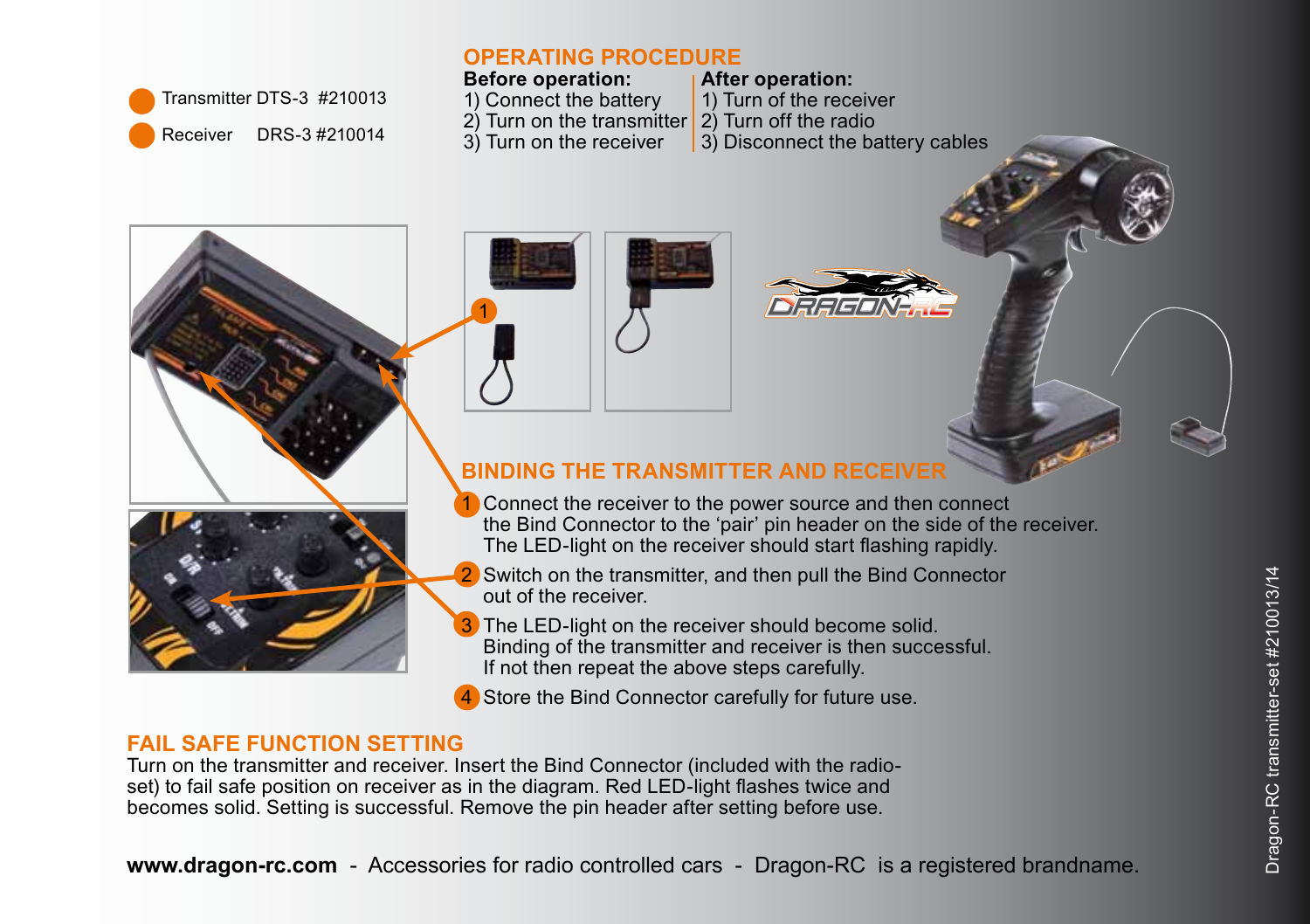- Transmitter DTS-3 #210013
- Receiver DRS-3 #210014

## OPERATING PROCEDURE

**Before operation:**
1) Connect the battery
2) Turn on the transmitter
3) Turn on the receiver

**After operation:**
1) Turn of the receiver
2) Turn off the radio
3) Disconnect the battery cables

## BINDING THE TRANSMITTER AND RECEIVER

1. Connect the receiver to the power source and then connect the Bind Connector to the 'pair' pin header on the side of the receiver. The LED-light on the receiver should start flashing rapidly.
2. Switch on the transmitter, and then pull the Bind Connector out of the receiver.
3. The LED-light on the receiver should become solid. Binding of the transmitter and receiver is then successful. If not then repeat the above steps carefully.
4. Store the Bind Connector carefully for future use.

## FAIL SAFE FUNCTION SETTING

Turn on the transmitter and receiver. Insert the Bind Connector (included with the radio-set) to fail safe position on receiver as in the diagram. Red LED-light flashes twice and becomes solid. Setting is successful. Remove the pin header after setting before use.

**www.dragon-rc.com** - Accessories for radio controlled cars - Dragon-RC is a registered brandname.

Dragon-RC transmitter-set #210013/14